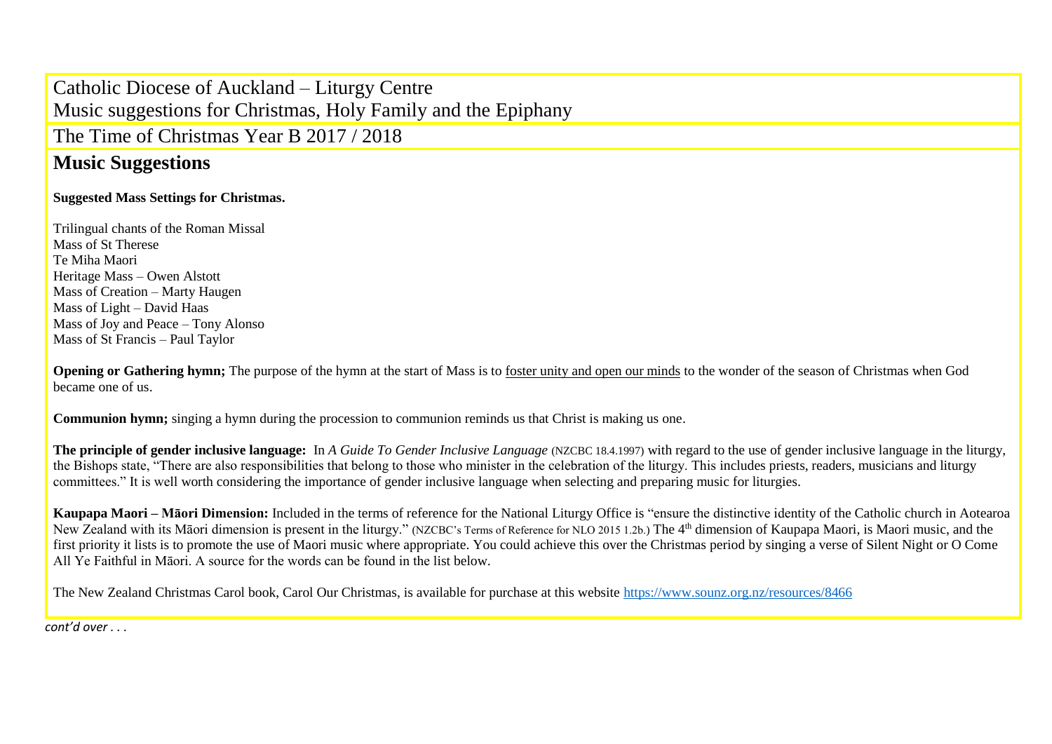Catholic Diocese of Auckland – Liturgy Centre
Music suggestions for Christmas, Holy Family and the Epiphany

The Time of Christmas Year B 2017 / 2018

## Music Suggestions

**Suggested Mass Settings for Christmas.**

Trilingual chants of the Roman Missal
Mass of St Therese
Te Miha Maori
Heritage Mass – Owen Alstott
Mass of Creation – Marty Haugen
Mass of Light – David Haas
Mass of Joy and Peace – Tony Alonso
Mass of St Francis – Paul Taylor

**Opening or Gathering hymn;** The purpose of the hymn at the start of Mass is to foster unity and open our minds to the wonder of the season of Christmas when God became one of us.

**Communion hymn;** singing a hymn during the procession to communion reminds us that Christ is making us one.

**The principle of gender inclusive language:** In *A Guide To Gender Inclusive Language* (NZCBC 18.4.1997) with regard to the use of gender inclusive language in the liturgy, the Bishops state, "There are also responsibilities that belong to those who minister in the celebration of the liturgy. This includes priests, readers, musicians and liturgy committees." It is well worth considering the importance of gender inclusive language when selecting and preparing music for liturgies.

**Kaupapa Maori – Māori Dimension:** Included in the terms of reference for the National Liturgy Office is "ensure the distinctive identity of the Catholic church in Aotearoa New Zealand with its Māori dimension is present in the liturgy." (NZCBC's Terms of Reference for NLO 2015 1.2b.) The 4th dimension of Kaupapa Maori, is Maori music, and the first priority it lists is to promote the use of Maori music where appropriate. You could achieve this over the Christmas period by singing a verse of Silent Night or O Come All Ye Faithful in Māori. A source for the words can be found in the list below.

The New Zealand Christmas Carol book, Carol Our Christmas, is available for purchase at this website https://www.sounz.org.nz/resources/8466

*cont'd over . . .*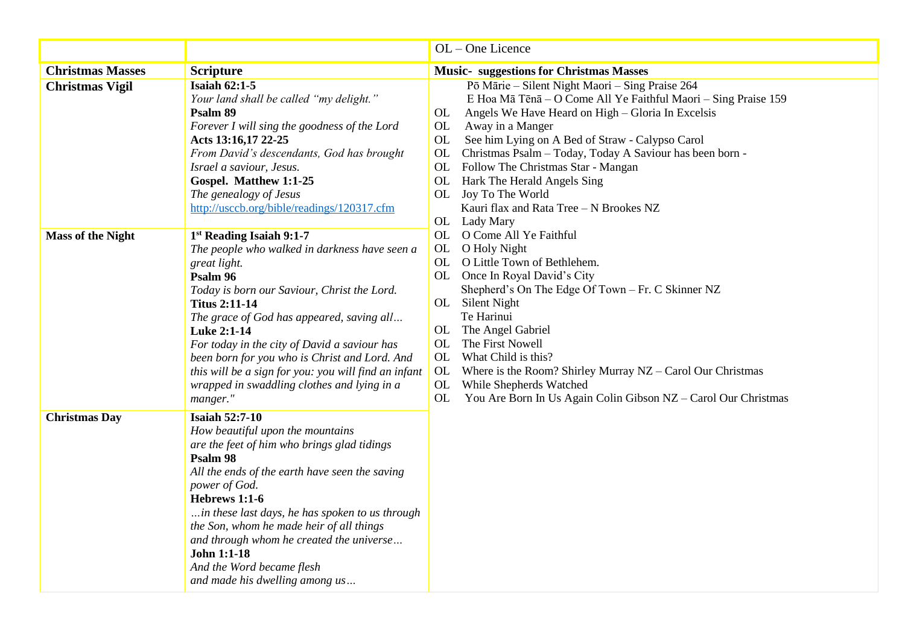| | | OL – One Licence |
|---|---|---|
| **Christmas Masses** | **Scripture** | **Music- suggestions for Christmas Masses** |
| **Christmas Vigil** | **Isaiah 62:1-5**<br>*Your land shall be called "my delight."*<br>**Psalm 89**<br>*Forever I will sing the goodness of the Lord*<br>**Acts 13:16,17 22-25**<br>*From David's descendants, God has brought Israel a saviour, Jesus.*<br>**Gospel. Matthew 1:1-25**<br>*The genealogy of Jesus*<br>[http://usccb.org/bible/readings/120317.cfm](http://usccb.org/bible/readings/120317.cfm) | Pō Mārie – Silent Night Maori – Sing Praise 264<br>E Hoa Mā Tēnā – O Come All Ye Faithful Maori – Sing Praise 159<br>OL Angels We Have Heard on High – Gloria In Excelsis<br>OL Away in a Manger<br>OL See him Lying on A Bed of Straw - Calypso Carol<br>OL Christmas Psalm – Today, Today A Saviour has been born -<br>OL Follow The Christmas Star - Mangan<br>OL Hark The Herald Angels Sing<br>OL Joy To The World<br>Kauri flax and Rata Tree – N Brookes NZ<br>OL Lady Mary |
| **Mass of the Night** | **1st Reading Isaiah 9:1-7**<br>*The people who walked in darkness have seen a great light.*<br>**Psalm 96**<br>*Today is born our Saviour, Christ the Lord.*<br>**Titus 2:11-14**<br>*The grace of God has appeared, saving all…*<br>**Luke 2:1-14**<br>*For today in the city of David a saviour has been born for you who is Christ and Lord. And this will be a sign for you: you will find an infant wrapped in swaddling clothes and lying in a manger."* | OL O Come All Ye Faithful<br>OL O Holy Night<br>OL O Little Town of Bethlehem.<br>OL Once In Royal David's City<br>Shepherd's On The Edge Of Town – Fr. C Skinner NZ<br>OL Silent Night<br>Te Harinui<br>OL The Angel Gabriel<br>OL The First Nowell<br>OL What Child is this?<br>OL Where is the Room? Shirley Murray NZ – Carol Our Christmas<br>OL While Shepherds Watched<br>OL You Are Born In Us Again Colin Gibson NZ – Carol Our Christmas |
| **Christmas Day** | **Isaiah 52:7-10**<br>*How beautiful upon the mountains are the feet of him who brings glad tidings*<br>**Psalm 98**<br>*All the ends of the earth have seen the saving power of God.*<br>**Hebrews 1:1-6**<br>*…in these last days, he has spoken to us through the Son, whom he made heir of all things and through whom he created the universe…*<br>**John 1:1-18**<br>*And the Word became flesh and made his dwelling among us…* | |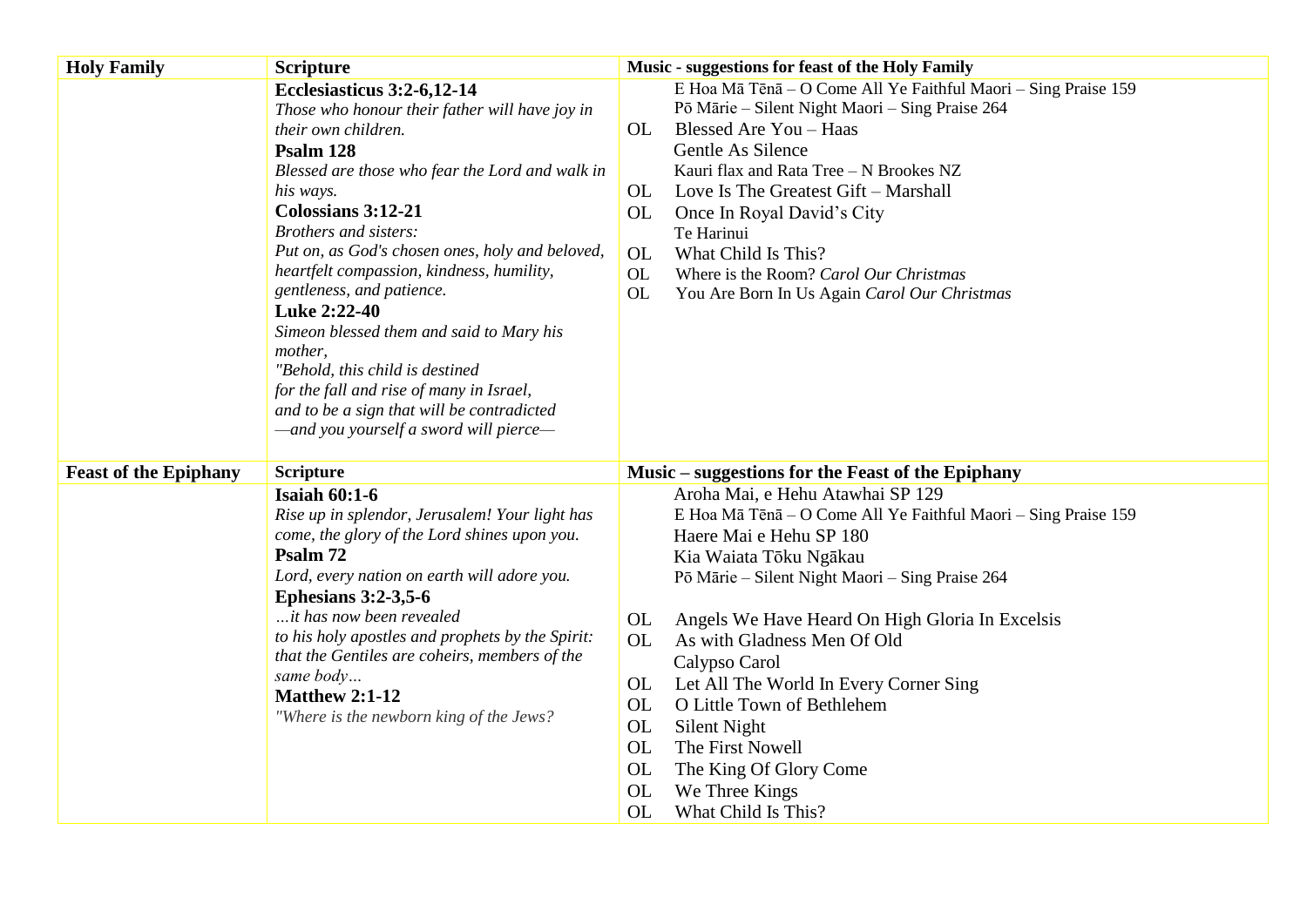| Holy Family | Scripture | Music - suggestions for feast of the Holy Family |
|---|---|---|
| | **Ecclesiasticus 3:2-6,12-14**<br>*Those who honour their father will have joy in their own children.*<br>**Psalm 128**<br>*Blessed are those who fear the Lord and walk in his ways.*<br>**Colossians 3:12-21**<br>*Brothers and sisters:*<br>*Put on, as God's chosen ones, holy and beloved, heartfelt compassion, kindness, humility, gentleness, and patience.*<br>**Luke 2:22-40**<br>*Simeon blessed them and said to Mary his mother,*<br>*"Behold, this child is destined*<br>*for the fall and rise of many in Israel,*<br>*and to be a sign that will be contradicted*<br>*—and you yourself a sword will pierce—* | E Hoa Mā Tēnā – O Come All Ye Faithful Maori – Sing Praise 159<br>Pō Mārie – Silent Night Maori – Sing Praise 264<br>OL Blessed Are You – Haas<br>Gentle As Silence<br>Kauri flax and Rata Tree – N Brookes NZ<br>OL Love Is The Greatest Gift – Marshall<br>OL Once In Royal David's City<br>Te Harinui<br>OL What Child Is This?<br>OL Where is the Room? *Carol Our Christmas*<br>OL You Are Born In Us Again *Carol Our Christmas* |
| **Feast of the Epiphany** | **Scripture** | **Music – suggestions for the Feast of the Epiphany** |
| | **Isaiah 60:1-6**<br>*Rise up in splendor, Jerusalem! Your light has come, the glory of the Lord shines upon you.*<br>**Psalm 72**<br>*Lord, every nation on earth will adore you.*<br>**Ephesians 3:2-3,5-6**<br>*…it has now been revealed*<br>*to his holy apostles and prophets by the Spirit: that the Gentiles are coheirs, members of the same body…*<br>**Matthew 2:1-12**<br>*"Where is the newborn king of the Jews?* | Aroha Mai, e Hehu Atawhai SP 129<br>E Hoa Mā Tēnā – O Come All Ye Faithful Maori – Sing Praise 159<br>Haere Mai e Hehu SP 180<br>Kia Waiata Tōku Ngākau<br>Pō Mārie – Silent Night Maori – Sing Praise 264<br><br>OL Angels We Have Heard On High Gloria In Excelsis<br>OL As with Gladness Men Of Old<br>Calypso Carol<br>OL Let All The World In Every Corner Sing<br>OL O Little Town of Bethlehem<br>OL Silent Night<br>OL The First Nowell<br>OL The King Of Glory Come<br>OL We Three Kings<br>OL What Child Is This? |